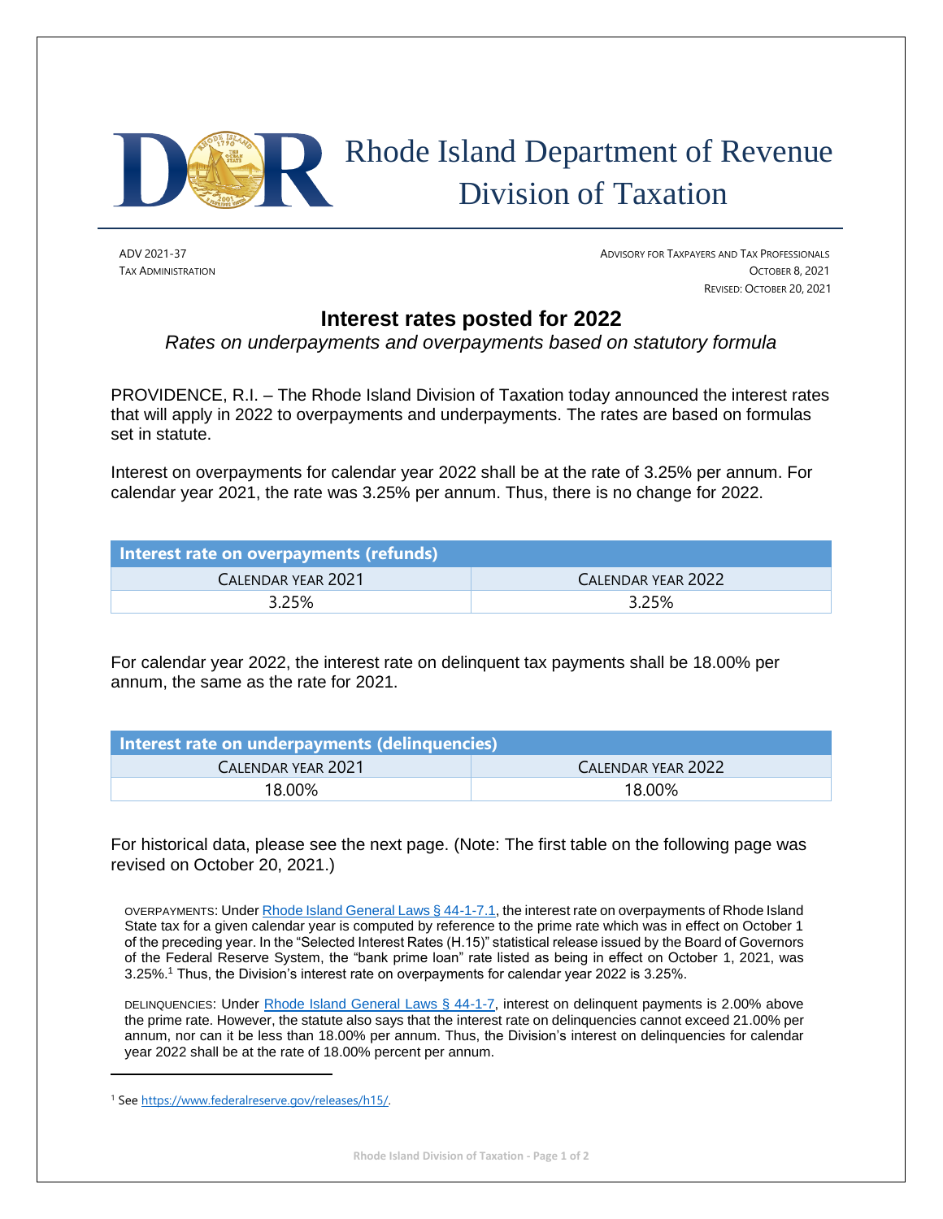# Rhode Island Department of Revenue
## Division of Taxation

ADV 2021-37
TAX ADMINISTRATION

ADVISORY FOR TAXPAYERS AND TAX PROFESSIONALS
OCTOBER 8, 2021
REVISED: OCTOBER 20, 2021

## Interest rates posted for 2022

*Rates on underpayments and overpayments based on statutory formula*

PROVIDENCE, R.I. – The Rhode Island Division of Taxation today announced the interest rates that will apply in 2022 to overpayments and underpayments. The rates are based on formulas set in statute.

Interest on overpayments for calendar year 2022 shall be at the rate of 3.25% per annum. For calendar year 2021, the rate was 3.25% per annum. Thus, there is no change for 2022.

| **Interest rate on overpayments (refunds)** | |
|---|---|
| CALENDAR YEAR 2021 | CALENDAR YEAR 2022 |
| 3.25% | 3.25% |

For calendar year 2022, the interest rate on delinquent tax payments shall be 18.00% per annum, the same as the rate for 2021.

| **Interest rate on underpayments (delinquencies)** | |
|---|---|
| CALENDAR YEAR 2021 | CALENDAR YEAR 2022 |
| 18.00% | 18.00% |

For historical data, please see the next page. (Note: The first table on the following page was revised on October 20, 2021.)

OVERPAYMENTS: Under Rhode Island General Laws § 44-1-7.1, the interest rate on overpayments of Rhode Island State tax for a given calendar year is computed by reference to the prime rate which was in effect on October 1 of the preceding year. In the "Selected Interest Rates (H.15)" statistical release issued by the Board of Governors of the Federal Reserve System, the "bank prime loan" rate listed as being in effect on October 1, 2021, was 3.25%.[1] Thus, the Division's interest rate on overpayments for calendar year 2022 is 3.25%.

DELINQUENCIES: Under Rhode Island General Laws § 44-1-7, interest on delinquent payments is 2.00% above the prime rate. However, the statute also says that the interest rate on delinquencies cannot exceed 21.00% per annum, nor can it be less than 18.00% per annum. Thus, the Division's interest on delinquencies for calendar year 2022 shall be at the rate of 18.00% percent per annum.

[1] See https://www.federalreserve.gov/releases/h15/.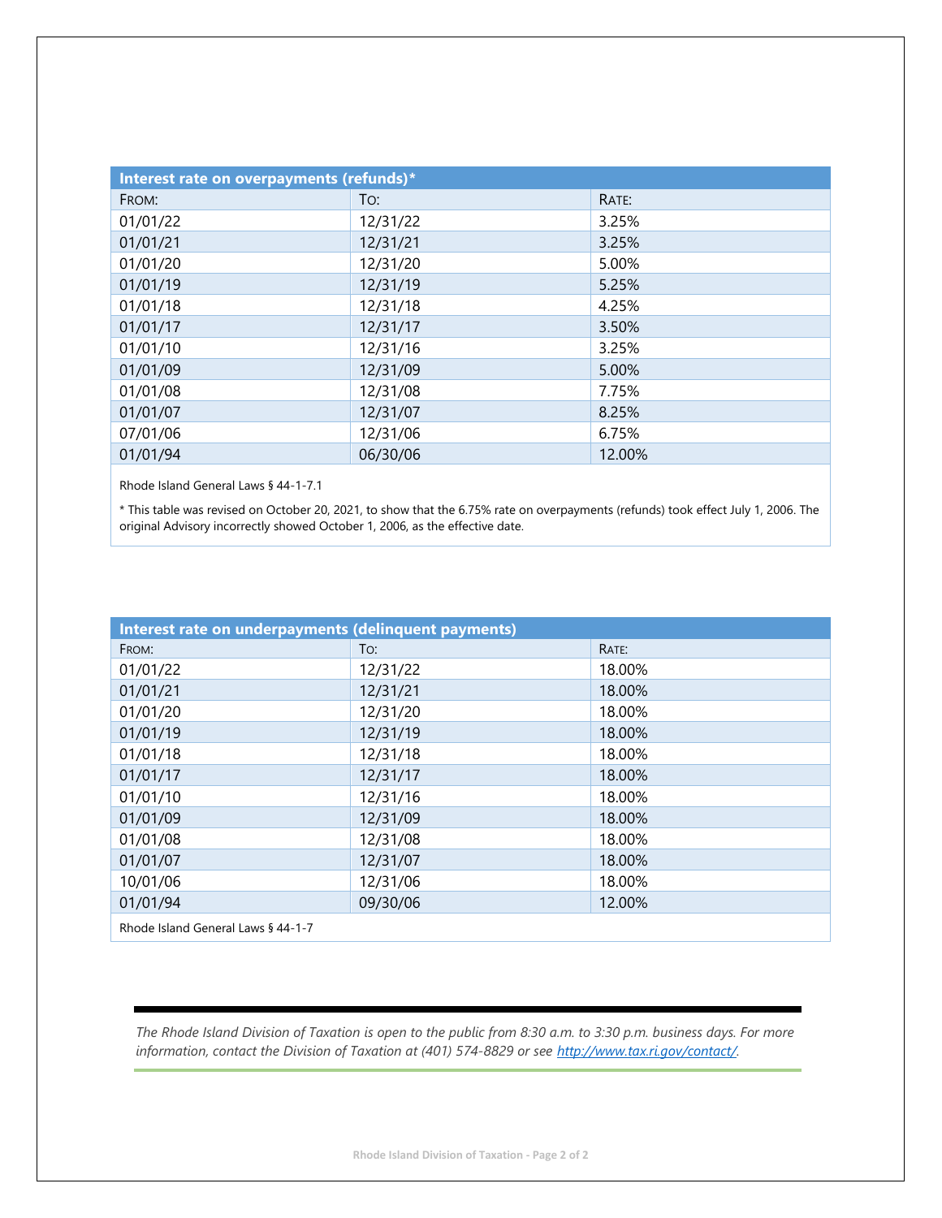| Interest rate on overpayments (refunds)* | | |
|---|---|---|
| From: | To: | Rate: |
| 01/01/22 | 12/31/22 | 3.25% |
| 01/01/21 | 12/31/21 | 3.25% |
| 01/01/20 | 12/31/20 | 5.00% |
| 01/01/19 | 12/31/19 | 5.25% |
| 01/01/18 | 12/31/18 | 4.25% |
| 01/01/17 | 12/31/17 | 3.50% |
| 01/01/10 | 12/31/16 | 3.25% |
| 01/01/09 | 12/31/09 | 5.00% |
| 01/01/08 | 12/31/08 | 7.75% |
| 01/01/07 | 12/31/07 | 8.25% |
| 07/01/06 | 12/31/06 | 6.75% |
| 01/01/94 | 06/30/06 | 12.00% |

Rhode Island General Laws § 44-1-7.1

* This table was revised on October 20, 2021, to show that the 6.75% rate on overpayments (refunds) took effect July 1, 2006. The original Advisory incorrectly showed October 1, 2006, as the effective date.

| Interest rate on underpayments (delinquent payments) | | |
|---|---|---|
| From: | To: | Rate: |
| 01/01/22 | 12/31/22 | 18.00% |
| 01/01/21 | 12/31/21 | 18.00% |
| 01/01/20 | 12/31/20 | 18.00% |
| 01/01/19 | 12/31/19 | 18.00% |
| 01/01/18 | 12/31/18 | 18.00% |
| 01/01/17 | 12/31/17 | 18.00% |
| 01/01/10 | 12/31/16 | 18.00% |
| 01/01/09 | 12/31/09 | 18.00% |
| 01/01/08 | 12/31/08 | 18.00% |
| 01/01/07 | 12/31/07 | 18.00% |
| 10/01/06 | 12/31/06 | 18.00% |
| 01/01/94 | 09/30/06 | 12.00% |

Rhode Island General Laws § 44-1-7

*The Rhode Island Division of Taxation is open to the public from 8:30 a.m. to 3:30 p.m. business days. For more information, contact the Division of Taxation at (401) 574-8829 or see [http://www.tax.ri.gov/contact/](http://www.tax.ri.gov/contact/).*